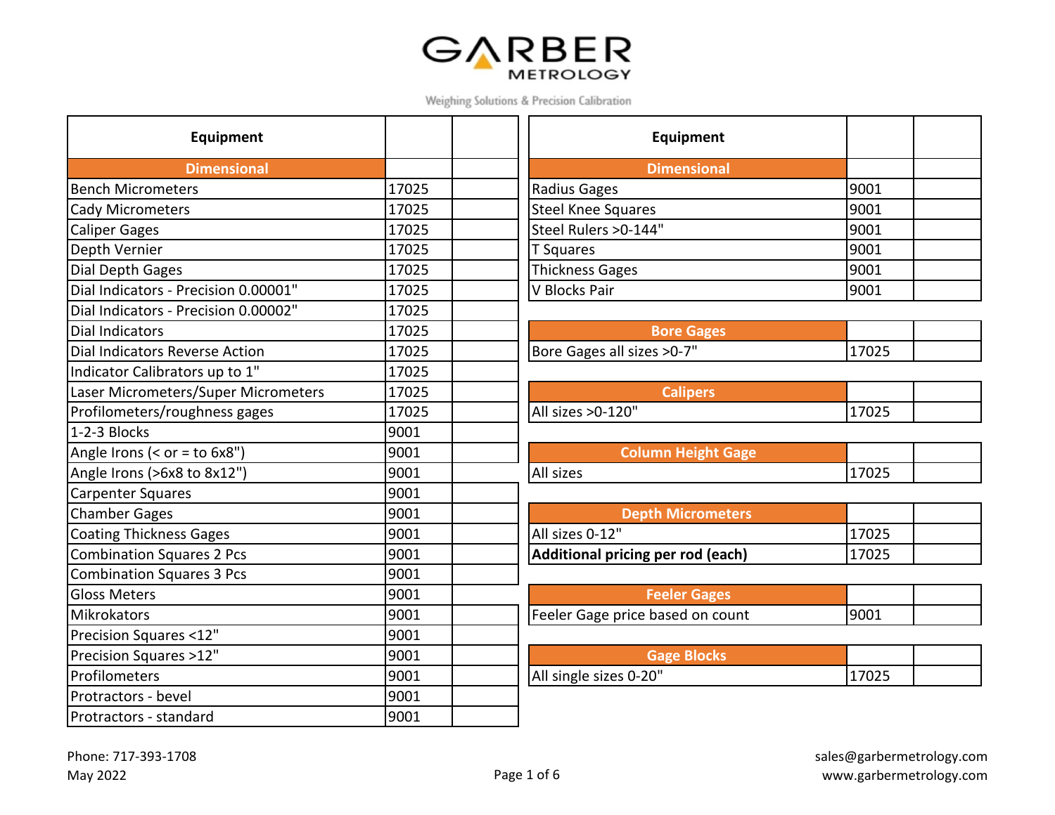# GARBER METROLOGY

Weighing Solutions & Precision Calibration

| Equipment | | |
|---|---|---|
| **Dimensional** | | |
| Bench Micrometers | 17025 | |
| Cady Micrometers | 17025 | |
| Caliper Gages | 17025 | |
| Depth Vernier | 17025 | |
| Dial Depth Gages | 17025 | |
| Dial Indicators - Precision 0.00001" | 17025 | |
| Dial Indicators - Precision 0.00002" | 17025 | |
| Dial Indicators | 17025 | |
| Dial Indicators Reverse Action | 17025 | |
| Indicator Calibrators up to 1" | 17025 | |
| Laser Micrometers/Super Micrometers | 17025 | |
| Profilometers/roughness gages | 17025 | |
| 1-2-3 Blocks | 9001 | |
| Angle Irons (< or = to 6x8") | 9001 | |
| Angle Irons (>6x8 to 8x12") | 9001 | |
| Carpenter Squares | 9001 | |
| Chamber Gages | 9001 | |
| Coating Thickness Gages | 9001 | |
| Combination Squares 2 Pcs | 9001 | |
| Combination Squares 3 Pcs | 9001 | |
| Gloss Meters | 9001 | |
| Mikrokators | 9001 | |
| Precision Squares <12" | 9001 | |
| Precision Squares >12" | 9001 | |
| Profilometers | 9001 | |
| Protractors - bevel | 9001 | |
| Protractors - standard | 9001 | |

| Equipment | | |
|---|---|---|
| **Dimensional** | | |
| Radius Gages | 9001 | |
| Steel Knee Squares | 9001 | |
| Steel Rulers >0-144" | 9001 | |
| T Squares | 9001 | |
| Thickness Gages | 9001 | |
| V Blocks Pair | 9001 | |
| **Bore Gages** | | |
| Bore Gages all sizes >0-7" | 17025 | |
| **Calipers** | | |
| All sizes >0-120" | 17025 | |
| **Column Height Gage** | | |
| All sizes | 17025 | |
| **Depth Micrometers** | | |
| All sizes 0-12" | 17025 | |
| **Additional pricing per rod (each)** | 17025 | |
| **Feeler Gages** | | |
| Feeler Gage price based on count | 9001 | |
| **Gage Blocks** | | |
| All single sizes 0-20" | 17025 | |

Phone: 717-393-1708
May 2022

sales@garbermetrology.com
www.garbermetrology.com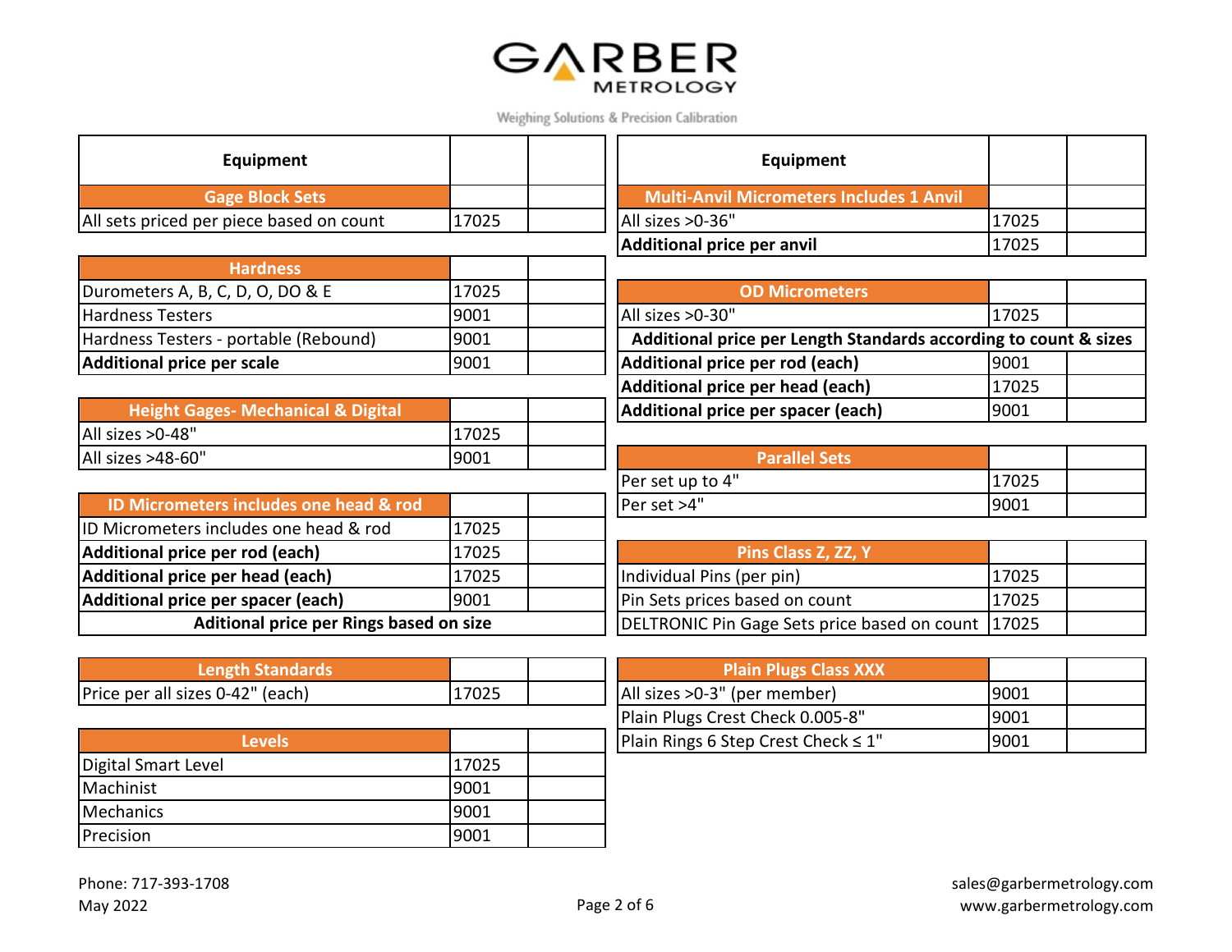# GARBER METROLOGY

Weighing Solutions & Precision Calibration

| Equipment | | |
|---|---|---|
| **Gage Block Sets** | | |
| All sets priced per piece based on count | 17025 | |

| **Hardness** | | |
|---|---|---|
| Durometers A, B, C, D, O, DO & E | 17025 | |
| Hardness Testers | 9001 | |
| Hardness Testers - portable (Rebound) | 9001 | |
| **Additional price per scale** | 9001 | |

| **Height Gages- Mechanical & Digital** | | |
|---|---|---|
| All sizes >0-48" | 17025 | |
| All sizes >48-60" | 9001 | |

| **ID Micrometers includes one head & rod** | | |
|---|---|---|
| ID Micrometers includes one head & rod | 17025 | |
| **Additional price per rod (each)** | 17025 | |
| **Additional price per head (each)** | 17025 | |
| **Additional price per spacer (each)** | 9001 | |
| **Aditional price per Rings based on size** | | |

| **Length Standards** | | |
|---|---|---|
| Price per all sizes 0-42" (each) | 17025 | |

| **Levels** | | |
|---|---|---|
| Digital Smart Level | 17025 | |
| Machinist | 9001 | |
| Mechanics | 9001 | |
| Precision | 9001 | |

| Equipment | | |
|---|---|---|
| **Multi-Anvil Micrometers Includes 1 Anvil** | | |
| All sizes >0-36" | 17025 | |
| **Additional price per anvil** | 17025 | |

| **OD Micrometers** | | |
|---|---|---|
| All sizes >0-30" | 17025 | |
| **Additional price per Length Standards according to count & sizes** | | |
| **Additional price per rod (each)** | 9001 | |
| **Additional price per head (each)** | 17025 | |
| **Additional price per spacer (each)** | 9001 | |

| **Parallel Sets** | | |
|---|---|---|
| Per set up to 4" | 17025 | |
| Per set >4" | 9001 | |

| **Pins Class Z, ZZ, Y** | | |
|---|---|---|
| Individual Pins (per pin) | 17025 | |
| Pin Sets prices based on count | 17025 | |
| DELTRONIC Pin Gage Sets price based on count | 17025 | |

| **Plain Plugs Class XXX** | | |
|---|---|---|
| All sizes >0-3" (per member) | 9001 | |
| Plain Plugs Crest Check 0.005-8" | 9001 | |
| Plain Rings 6 Step Crest Check ≤ 1" | 9001 | |

Phone: 717-393-1708
May 2022

sales@garbermetrology.com
www.garbermetrology.com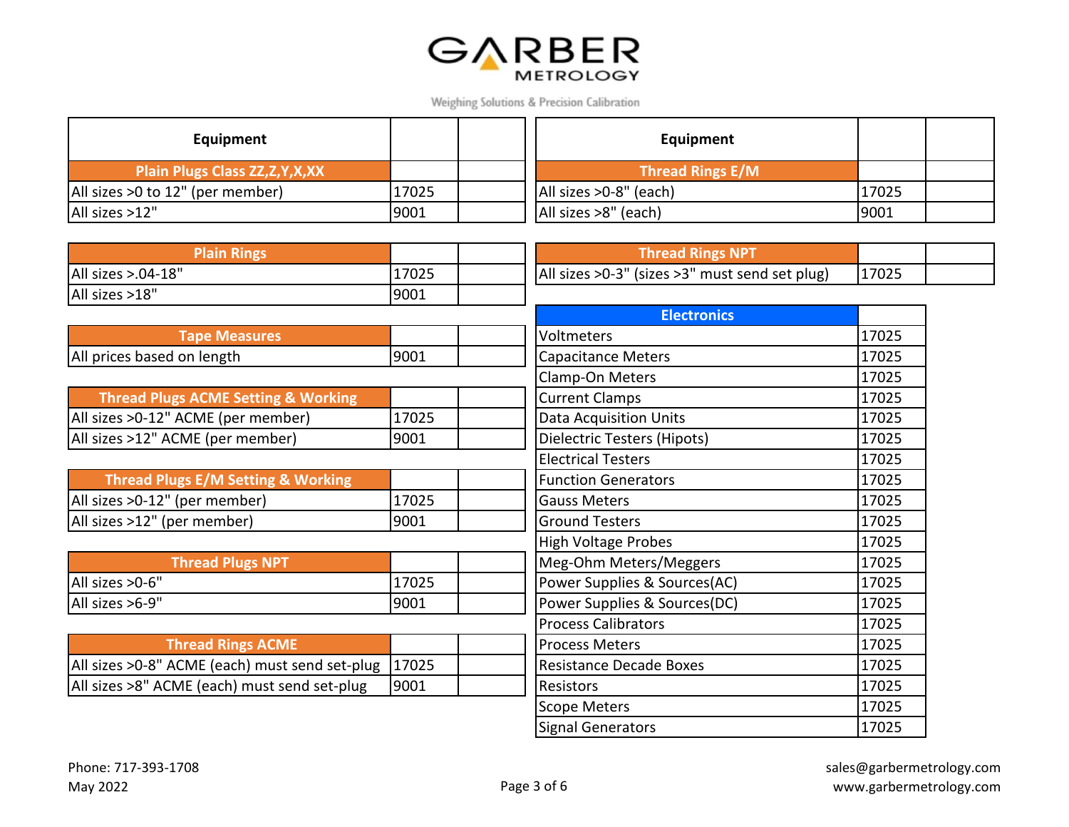# GARBER METROLOGY

Weighing Solutions & Precision Calibration

| Equipment | | |
|---|---|---|
| **Plain Plugs Class ZZ,Z,Y,X,XX** | | |
| All sizes >0 to 12" (per member) | 17025 | |
| All sizes >12" | 9001 | |

| **Plain Rings** | | |
|---|---|---|
| All sizes >.04-18" | 17025 | |
| All sizes >18" | 9001 | |

| **Tape Measures** | | |
|---|---|---|
| All prices based on length | 9001 | |

| **Thread Plugs ACME Setting & Working** | | |
|---|---|---|
| All sizes >0-12" ACME (per member) | 17025 | |
| All sizes >12" ACME (per member) | 9001 | |

| **Thread Plugs E/M Setting & Working** | | |
|---|---|---|
| All sizes >0-12" (per member) | 17025 | |
| All sizes >12" (per member) | 9001 | |

| **Thread Plugs NPT** | | |
|---|---|---|
| All sizes >0-6" | 17025 | |
| All sizes >6-9" | 9001 | |

| **Thread Rings ACME** | | |
|---|---|---|
| All sizes >0-8" ACME (each) must send set-plug | 17025 | |
| All sizes >8" ACME (each) must send set-plug | 9001 | |

| Equipment | | |
|---|---|---|
| **Thread Rings E/M** | | |
| All sizes >0-8" (each) | 17025 | |
| All sizes >8" (each) | 9001 | |

| **Thread Rings NPT** | | |
|---|---|---|
| All sizes >0-3" (sizes >3" must send set plug) | 17025 | |

| **Electronics** | |
|---|---|
| Voltmeters | 17025 |
| Capacitance Meters | 17025 |
| Clamp-On Meters | 17025 |
| Current Clamps | 17025 |
| Data Acquisition Units | 17025 |
| Dielectric Testers (Hipots) | 17025 |
| Electrical Testers | 17025 |
| Function Generators | 17025 |
| Gauss Meters | 17025 |
| Ground Testers | 17025 |
| High Voltage Probes | 17025 |
| Meg-Ohm Meters/Meggers | 17025 |
| Power Supplies & Sources(AC) | 17025 |
| Power Supplies & Sources(DC) | 17025 |
| Process Calibrators | 17025 |
| Process Meters | 17025 |
| Resistance Decade Boxes | 17025 |
| Resistors | 17025 |
| Scope Meters | 17025 |
| Signal Generators | 17025 |

Phone: 717-393-1708
May 2022

sales@garbermetrology.com
www.garbermetrology.com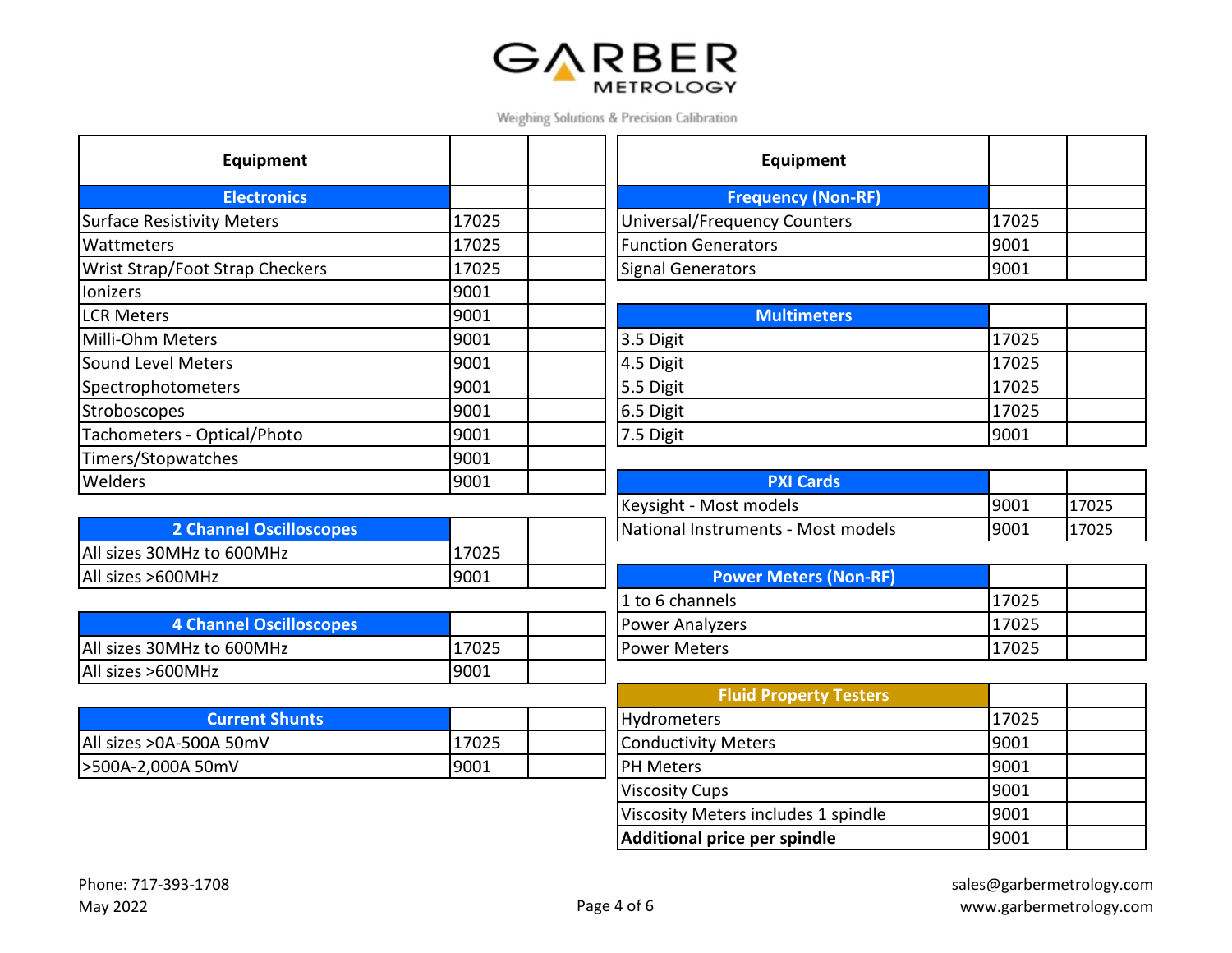GARBER METROLOGY

Weighing Solutions & Precision Calibration

| Equipment | | |
|---|---|---|
| **Electronics** | | |
| Surface Resistivity Meters | 17025 | |
| Wattmeters | 17025 | |
| Wrist Strap/Foot Strap Checkers | 17025 | |
| Ionizers | 9001 | |
| LCR Meters | 9001 | |
| Milli-Ohm Meters | 9001 | |
| Sound Level Meters | 9001 | |
| Spectrophotometers | 9001 | |
| Stroboscopes | 9001 | |
| Tachometers - Optical/Photo | 9001 | |
| Timers/Stopwatches | 9001 | |
| Welders | 9001 | |

| **2 Channel Oscilloscopes** | | |
|---|---|---|
| All sizes 30MHz to 600MHz | 17025 | |
| All sizes >600MHz | 9001 | |

| **4 Channel Oscilloscopes** | | |
|---|---|---|
| All sizes 30MHz to 600MHz | 17025 | |
| All sizes >600MHz | 9001 | |

| **Current Shunts** | | |
|---|---|---|
| All sizes >0A-500A 50mV | 17025 | |
| >500A-2,000A 50mV | 9001 | |

| Equipment | | |
|---|---|---|
| **Frequency (Non-RF)** | | |
| Universal/Frequency Counters | 17025 | |
| Function Generators | 9001 | |
| Signal Generators | 9001 | |

| **Multimeters** | | |
|---|---|---|
| 3.5 Digit | 17025 | |
| 4.5 Digit | 17025 | |
| 5.5 Digit | 17025 | |
| 6.5 Digit | 17025 | |
| 7.5 Digit | 9001 | |

| **PXI Cards** | | |
|---|---|---|
| Keysight - Most models | 9001 | 17025 |
| National Instruments - Most models | 9001 | 17025 |

| **Power Meters (Non-RF)** | | |
|---|---|---|
| 1 to 6 channels | 17025 | |
| Power Analyzers | 17025 | |
| Power Meters | 17025 | |

| **Fluid Property Testers** | | |
|---|---|---|
| Hydrometers | 17025 | |
| Conductivity Meters | 9001 | |
| PH Meters | 9001 | |
| Viscosity Cups | 9001 | |
| Viscosity Meters includes 1 spindle | 9001 | |
| **Additional price per spindle** | 9001 | |

Phone: 717-393-1708
May 2022

sales@garbermetrology.com
www.garbermetrology.com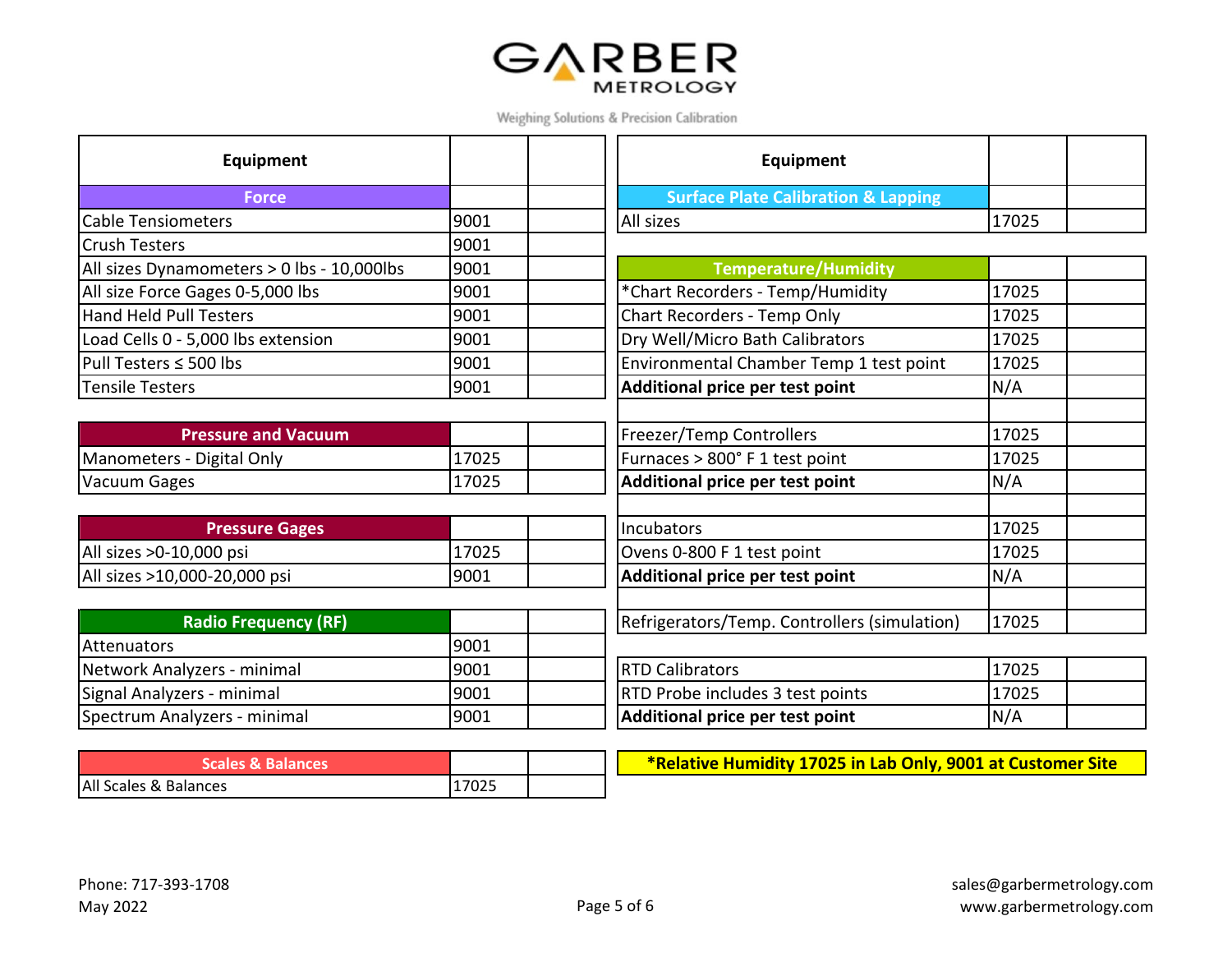# GARBER METROLOGY

Weighing Solutions & Precision Calibration

| Equipment | | |
|---|---|---|
| **Force** | | |
| Cable Tensiometers | 9001 | |
| Crush Testers | 9001 | |
| All sizes Dynamometers > 0 lbs - 10,000lbs | 9001 | |
| All size Force Gages 0-5,000 lbs | 9001 | |
| Hand Held Pull Testers | 9001 | |
| Load Cells 0 - 5,000 lbs extension | 9001 | |
| Pull Testers ≤ 500 lbs | 9001 | |
| Tensile Testers | 9001 | |
| **Pressure and Vacuum** | | |
| Manometers - Digital Only | 17025 | |
| Vacuum Gages | 17025 | |
| **Pressure Gages** | | |
| All sizes >0-10,000 psi | 17025 | |
| All sizes >10,000-20,000 psi | 9001 | |
| **Radio Frequency (RF)** | | |
| Attenuators | 9001 | |
| Network Analyzers - minimal | 9001 | |
| Signal Analyzers - minimal | 9001 | |
| Spectrum Analyzers - minimal | 9001 | |
| **Scales & Balances** | | |
| All Scales & Balances | 17025 | |

| Equipment | | |
|---|---|---|
| **Surface Plate Calibration & Lapping** | | |
| All sizes | 17025 | |
| **Temperature/Humidity** | | |
| *Chart Recorders - Temp/Humidity | 17025 | |
| Chart Recorders - Temp Only | 17025 | |
| Dry Well/Micro Bath Calibrators | 17025 | |
| Environmental Chamber Temp 1 test point | 17025 | |
| **Additional price per test point** | N/A | |
| | | |
| Freezer/Temp Controllers | 17025 | |
| Furnaces > 800° F 1 test point | 17025 | |
| **Additional price per test point** | N/A | |
| | | |
| Incubators | 17025 | |
| Ovens 0-800 F 1 test point | 17025 | |
| **Additional price per test point** | N/A | |
| | | |
| Refrigerators/Temp. Controllers (simulation) | 17025 | |
| RTD Calibrators | 17025 | |
| RTD Probe includes 3 test points | 17025 | |
| **Additional price per test point** | N/A | |

**\*Relative Humidity 17025 in Lab Only, 9001 at Customer Site**

Phone: 717-393-1708
May 2022

sales@garbermetrology.com
www.garbermetrology.com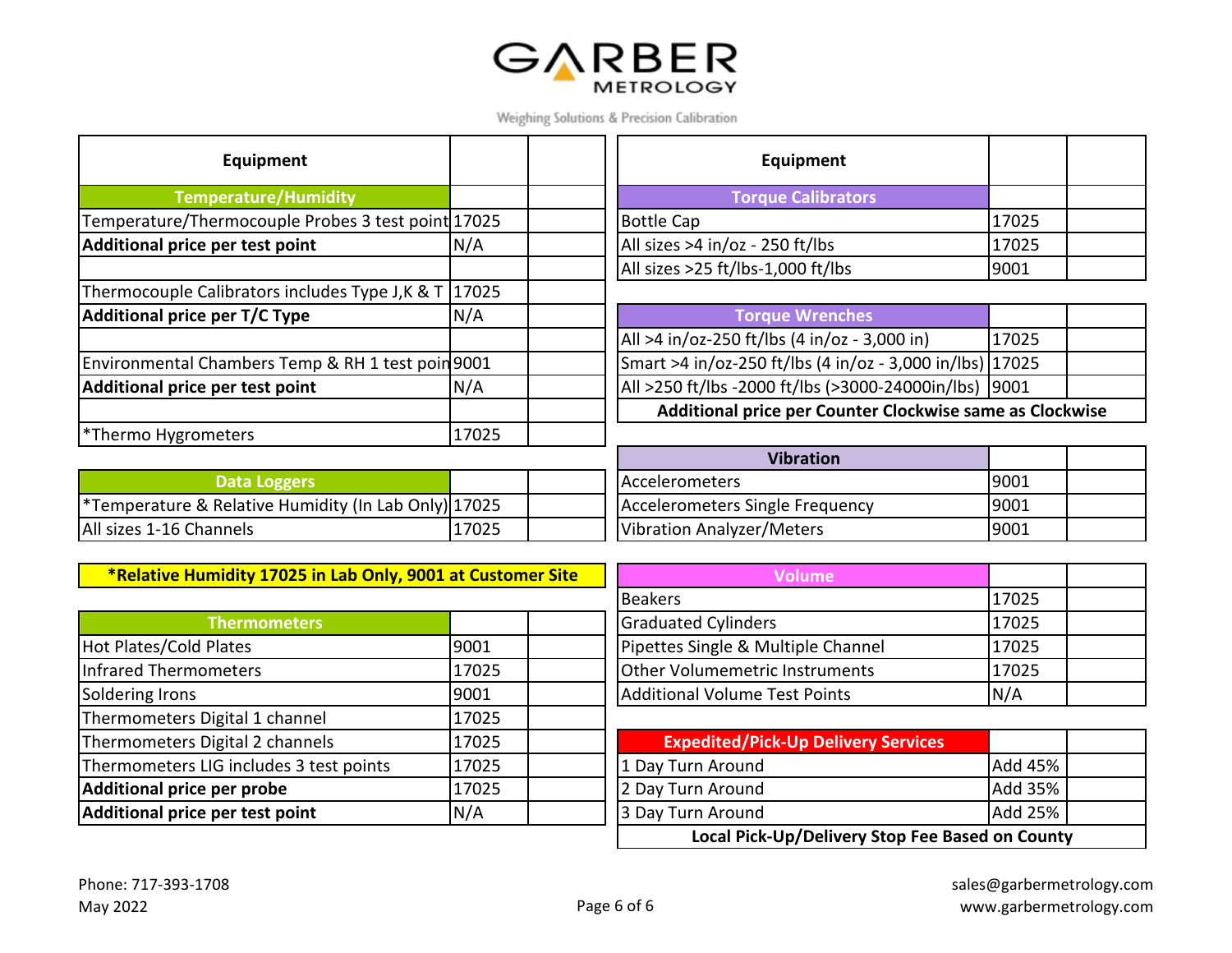# GARBER METROLOGY

Weighing Solutions & Precision Calibration

| Equipment | | |
|---|---|---|
| **Temperature/Humidity** | | |
| Temperature/Thermocouple Probes 3 test point | 17025 | |
| **Additional price per test point** | N/A | |
| | | |
| Thermocouple Calibrators includes Type J,K & T | 17025 | |
| **Additional price per T/C Type** | N/A | |
| | | |
| Environmental Chambers Temp & RH 1 test poin | 9001 | |
| **Additional price per test point** | N/A | |
| | | |
| *Thermo Hygrometers | 17025 | |

| | | |
|---|---|---|
| **Data Loggers** | | |
| *Temperature & Relative Humidity (In Lab Only) | 17025 | |
| All sizes 1-16 Channels | 17025 | |

**\*Relative Humidity 17025 in Lab Only, 9001 at Customer Site**

| | | |
|---|---|---|
| **Thermometers** | | |
| Hot Plates/Cold Plates | 9001 | |
| Infrared Thermometers | 17025 | |
| Soldering Irons | 9001 | |
| Thermometers Digital 1 channel | 17025 | |
| Thermometers Digital 2 channels | 17025 | |
| Thermometers LIG includes 3 test points | 17025 | |
| **Additional price per probe** | 17025 | |
| **Additional price per test point** | N/A | |

| Equipment | | |
|---|---|---|
| **Torque Calibrators** | | |
| Bottle Cap | 17025 | |
| All sizes >4 in/oz - 250 ft/lbs | 17025 | |
| All sizes >25 ft/lbs-1,000 ft/lbs | 9001 | |

| | | |
|---|---|---|
| **Torque Wrenches** | | |
| All >4 in/oz-250 ft/lbs (4 in/oz - 3,000 in) | 17025 | |
| Smart >4 in/oz-250 ft/lbs (4 in/oz - 3,000 in/lbs) | 17025 | |
| All >250 ft/lbs -2000 ft/lbs (>3000-24000in/lbs) | 9001 | |
| **Additional price per Counter Clockwise same as Clockwise** | | |

| | | |
|---|---|---|
| **Vibration** | | |
| Accelerometers | 9001 | |
| Accelerometers Single Frequency | 9001 | |
| Vibration Analyzer/Meters | 9001 | |

| | | |
|---|---|---|
| **Volume** | | |
| Beakers | 17025 | |
| Graduated Cylinders | 17025 | |
| Pipettes Single & Multiple Channel | 17025 | |
| Other Volumetric Instruments | 17025 | |
| Additional Volume Test Points | N/A | |

| | | |
|---|---|---|
| **Expedited/Pick-Up Delivery Services** | | |
| 1 Day Turn Around | Add 45% | |
| 2 Day Turn Around | Add 35% | |
| 3 Day Turn Around | Add 25% | |
| **Local Pick-Up/Delivery Stop Fee Based on County** | | |

Phone: 717-393-1708

May 2022

sales@garbermetrology.com

www.garbermetrology.com